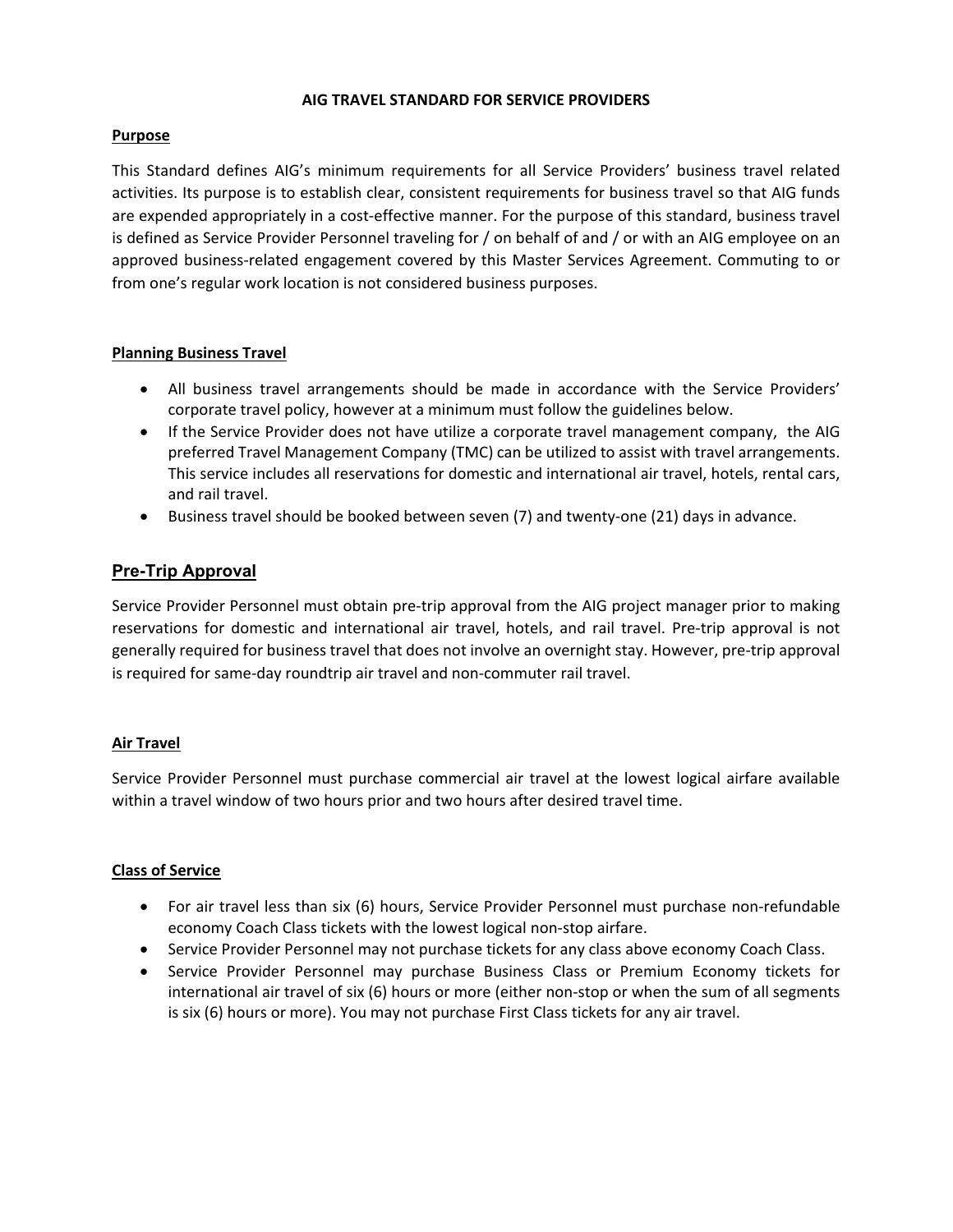# AIG TRAVEL STANDARD FOR SERVICE PROVIDERS

## Purpose

This Standard defines AIG's minimum requirements for all Service Providers' business travel related activities. Its purpose is to establish clear, consistent requirements for business travel so that AIG funds are expended appropriately in a cost-effective manner. For the purpose of this standard, business travel is defined as Service Provider Personnel traveling for / on behalf of and / or with an AIG employee on an approved business-related engagement covered by this Master Services Agreement. Commuting to or from one's regular work location is not considered business purposes.

## Planning Business Travel

- All business travel arrangements should be made in accordance with the Service Providers' corporate travel policy, however at a minimum must follow the guidelines below.
- If the Service Provider does not have utilize a corporate travel management company, the AIG preferred Travel Management Company (TMC) can be utilized to assist with travel arrangements. This service includes all reservations for domestic and international air travel, hotels, rental cars, and rail travel.
- Business travel should be booked between seven (7) and twenty-one (21) days in advance.

## Pre-Trip Approval

Service Provider Personnel must obtain pre-trip approval from the AIG project manager prior to making reservations for domestic and international air travel, hotels, and rail travel. Pre-trip approval is not generally required for business travel that does not involve an overnight stay. However, pre-trip approval is required for same-day roundtrip air travel and non-commuter rail travel.

## Air Travel

Service Provider Personnel must purchase commercial air travel at the lowest logical airfare available within a travel window of two hours prior and two hours after desired travel time.

## Class of Service

- For air travel less than six (6) hours, Service Provider Personnel must purchase non-refundable economy Coach Class tickets with the lowest logical non-stop airfare.
- Service Provider Personnel may not purchase tickets for any class above economy Coach Class.
- Service Provider Personnel may purchase Business Class or Premium Economy tickets for international air travel of six (6) hours or more (either non-stop or when the sum of all segments is six (6) hours or more). You may not purchase First Class tickets for any air travel.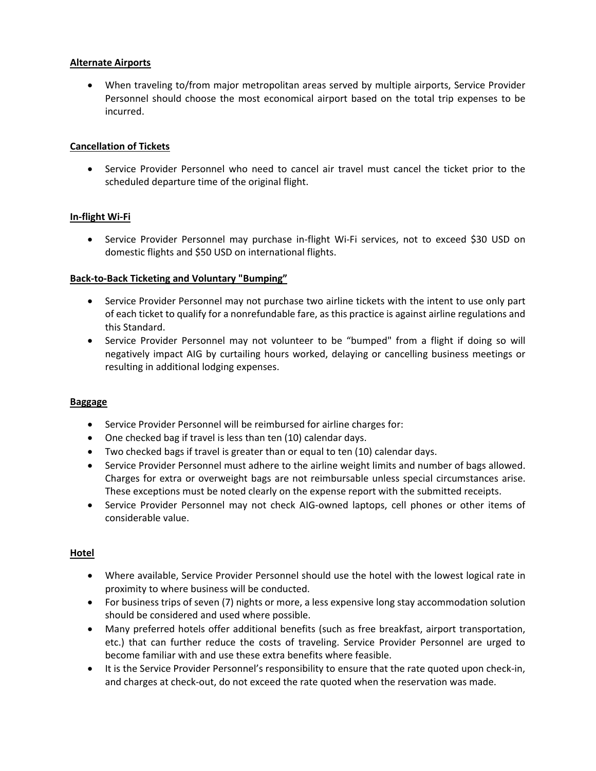**Alternate Airports**

- When traveling to/from major metropolitan areas served by multiple airports, Service Provider Personnel should choose the most economical airport based on the total trip expenses to be incurred.

**Cancellation of Tickets**

- Service Provider Personnel who need to cancel air travel must cancel the ticket prior to the scheduled departure time of the original flight.

**In-flight Wi-Fi**

- Service Provider Personnel may purchase in-flight Wi-Fi services, not to exceed $30 USD on domestic flights and $50 USD on international flights.

**Back-to-Back Ticketing and Voluntary "Bumping"**

- Service Provider Personnel may not purchase two airline tickets with the intent to use only part of each ticket to qualify for a nonrefundable fare, as this practice is against airline regulations and this Standard.
- Service Provider Personnel may not volunteer to be "bumped" from a flight if doing so will negatively impact AIG by curtailing hours worked, delaying or cancelling business meetings or resulting in additional lodging expenses.

**Baggage**

- Service Provider Personnel will be reimbursed for airline charges for:
- One checked bag if travel is less than ten (10) calendar days.
- Two checked bags if travel is greater than or equal to ten (10) calendar days.
- Service Provider Personnel must adhere to the airline weight limits and number of bags allowed. Charges for extra or overweight bags are not reimbursable unless special circumstances arise. These exceptions must be noted clearly on the expense report with the submitted receipts.
- Service Provider Personnel may not check AIG-owned laptops, cell phones or other items of considerable value.

**Hotel**

- Where available, Service Provider Personnel should use the hotel with the lowest logical rate in proximity to where business will be conducted.
- For business trips of seven (7) nights or more, a less expensive long stay accommodation solution should be considered and used where possible.
- Many preferred hotels offer additional benefits (such as free breakfast, airport transportation, etc.) that can further reduce the costs of traveling. Service Provider Personnel are urged to become familiar with and use these extra benefits where feasible.
- It is the Service Provider Personnel's responsibility to ensure that the rate quoted upon check-in, and charges at check-out, do not exceed the rate quoted when the reservation was made.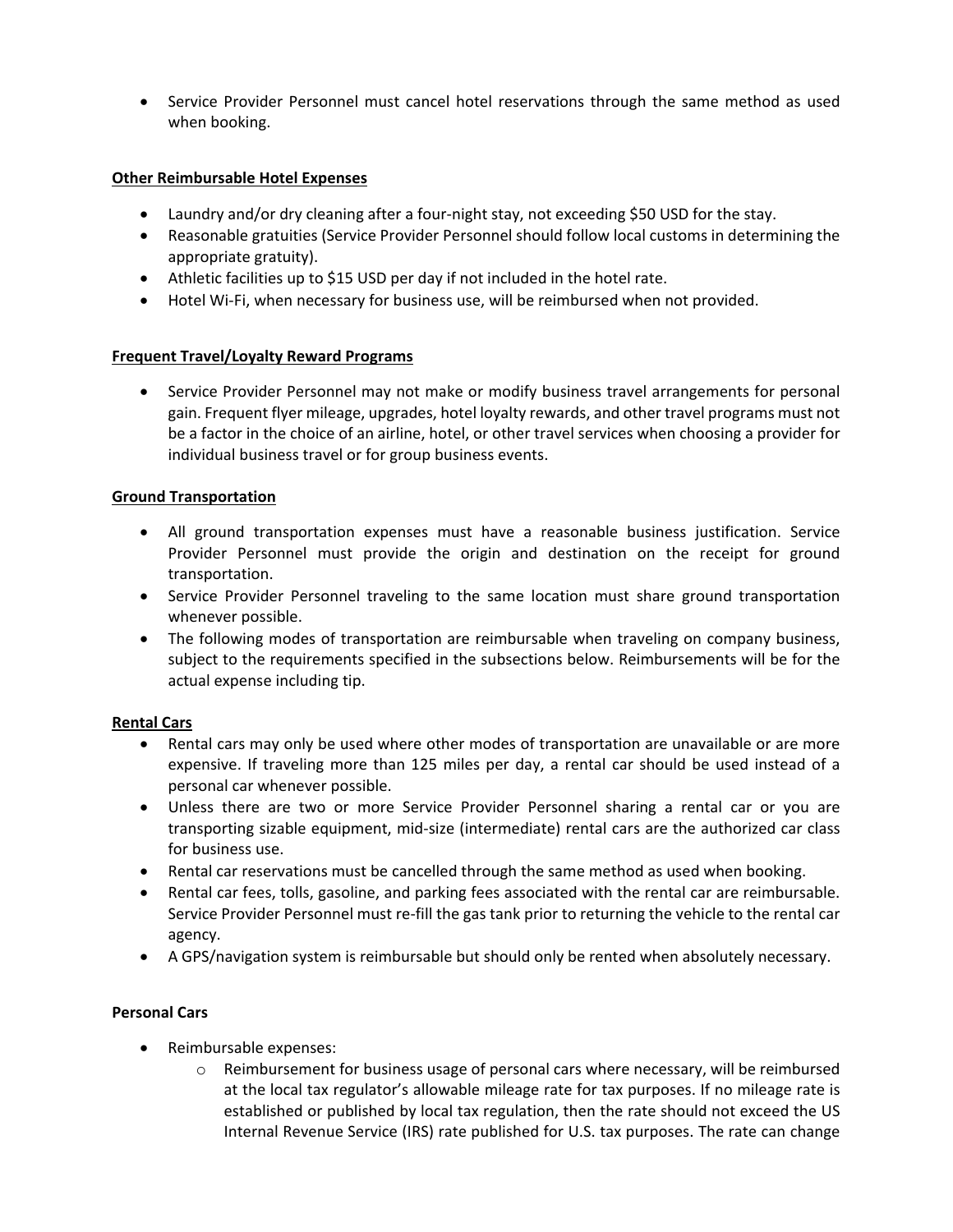- Service Provider Personnel must cancel hotel reservations through the same method as used when booking.

**Other Reimbursable Hotel Expenses**

- Laundry and/or dry cleaning after a four-night stay, not exceeding $50 USD for the stay.
- Reasonable gratuities (Service Provider Personnel should follow local customs in determining the appropriate gratuity).
- Athletic facilities up to $15 USD per day if not included in the hotel rate.
- Hotel Wi-Fi, when necessary for business use, will be reimbursed when not provided.

**Frequent Travel/Loyalty Reward Programs**

- Service Provider Personnel may not make or modify business travel arrangements for personal gain. Frequent flyer mileage, upgrades, hotel loyalty rewards, and other travel programs must not be a factor in the choice of an airline, hotel, or other travel services when choosing a provider for individual business travel or for group business events.

**Ground Transportation**

- All ground transportation expenses must have a reasonable business justification. Service Provider Personnel must provide the origin and destination on the receipt for ground transportation.
- Service Provider Personnel traveling to the same location must share ground transportation whenever possible.
- The following modes of transportation are reimbursable when traveling on company business, subject to the requirements specified in the subsections below. Reimbursements will be for the actual expense including tip.

**Rental Cars**

- Rental cars may only be used where other modes of transportation are unavailable or are more expensive. If traveling more than 125 miles per day, a rental car should be used instead of a personal car whenever possible.
- Unless there are two or more Service Provider Personnel sharing a rental car or you are transporting sizable equipment, mid-size (intermediate) rental cars are the authorized car class for business use.
- Rental car reservations must be cancelled through the same method as used when booking.
- Rental car fees, tolls, gasoline, and parking fees associated with the rental car are reimbursable. Service Provider Personnel must re-fill the gas tank prior to returning the vehicle to the rental car agency.
- A GPS/navigation system is reimbursable but should only be rented when absolutely necessary.

**Personal Cars**

- Reimbursable expenses:
  - Reimbursement for business usage of personal cars where necessary, will be reimbursed at the local tax regulator's allowable mileage rate for tax purposes. If no mileage rate is established or published by local tax regulation, then the rate should not exceed the US Internal Revenue Service (IRS) rate published for U.S. tax purposes. The rate can change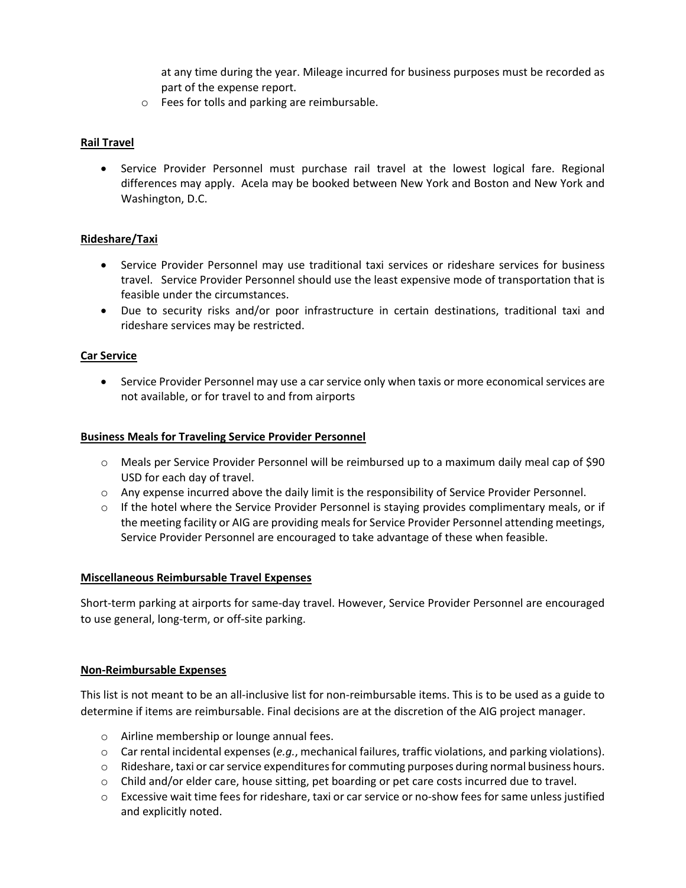at any time during the year. Mileage incurred for business purposes must be recorded as part of the expense report.

- Fees for tolls and parking are reimbursable.

**Rail Travel**

- Service Provider Personnel must purchase rail travel at the lowest logical fare. Regional differences may apply. Acela may be booked between New York and Boston and New York and Washington, D.C.

**Rideshare/Taxi**

- Service Provider Personnel may use traditional taxi services or rideshare services for business travel. Service Provider Personnel should use the least expensive mode of transportation that is feasible under the circumstances.
- Due to security risks and/or poor infrastructure in certain destinations, traditional taxi and rideshare services may be restricted.

**Car Service**

- Service Provider Personnel may use a car service only when taxis or more economical services are not available, or for travel to and from airports

**Business Meals for Traveling Service Provider Personnel**

- Meals per Service Provider Personnel will be reimbursed up to a maximum daily meal cap of $90 USD for each day of travel.
- Any expense incurred above the daily limit is the responsibility of Service Provider Personnel.
- If the hotel where the Service Provider Personnel is staying provides complimentary meals, or if the meeting facility or AIG are providing meals for Service Provider Personnel attending meetings, Service Provider Personnel are encouraged to take advantage of these when feasible.

**Miscellaneous Reimbursable Travel Expenses**

Short-term parking at airports for same-day travel. However, Service Provider Personnel are encouraged to use general, long-term, or off-site parking.

**Non-Reimbursable Expenses**

This list is not meant to be an all-inclusive list for non-reimbursable items. This is to be used as a guide to determine if items are reimbursable. Final decisions are at the discretion of the AIG project manager.

- Airline membership or lounge annual fees.
- Car rental incidental expenses (*e.g.*, mechanical failures, traffic violations, and parking violations).
- Rideshare, taxi or car service expenditures for commuting purposes during normal business hours.
- Child and/or elder care, house sitting, pet boarding or pet care costs incurred due to travel.
- Excessive wait time fees for rideshare, taxi or car service or no-show fees for same unless justified and explicitly noted.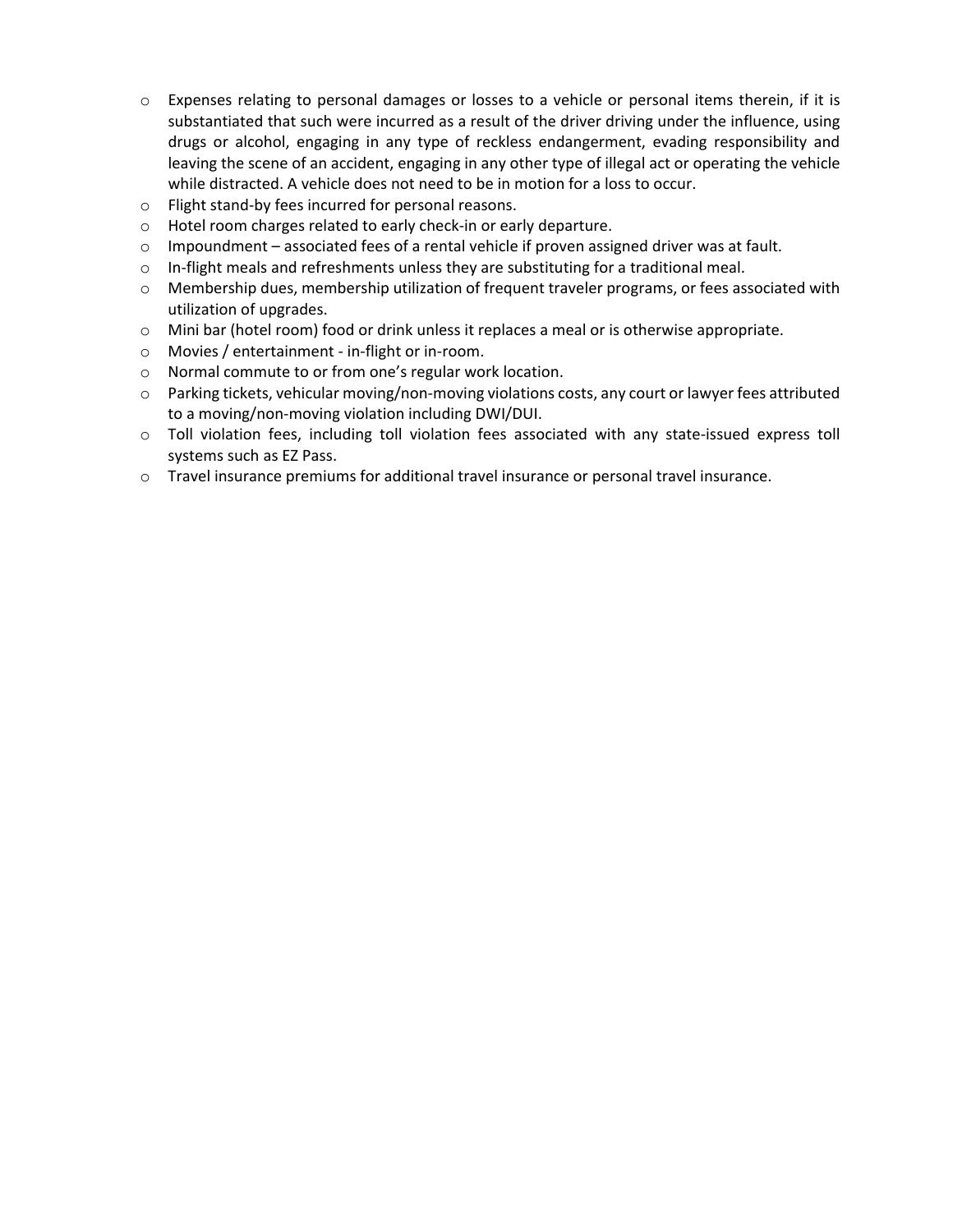- Expenses relating to personal damages or losses to a vehicle or personal items therein, if it is substantiated that such were incurred as a result of the driver driving under the influence, using drugs or alcohol, engaging in any type of reckless endangerment, evading responsibility and leaving the scene of an accident, engaging in any other type of illegal act or operating the vehicle while distracted. A vehicle does not need to be in motion for a loss to occur.
- Flight stand-by fees incurred for personal reasons.
- Hotel room charges related to early check-in or early departure.
- Impoundment – associated fees of a rental vehicle if proven assigned driver was at fault.
- In-flight meals and refreshments unless they are substituting for a traditional meal.
- Membership dues, membership utilization of frequent traveler programs, or fees associated with utilization of upgrades.
- Mini bar (hotel room) food or drink unless it replaces a meal or is otherwise appropriate.
- Movies / entertainment - in-flight or in-room.
- Normal commute to or from one's regular work location.
- Parking tickets, vehicular moving/non-moving violations costs, any court or lawyer fees attributed to a moving/non-moving violation including DWI/DUI.
- Toll violation fees, including toll violation fees associated with any state-issued express toll systems such as EZ Pass.
- Travel insurance premiums for additional travel insurance or personal travel insurance.